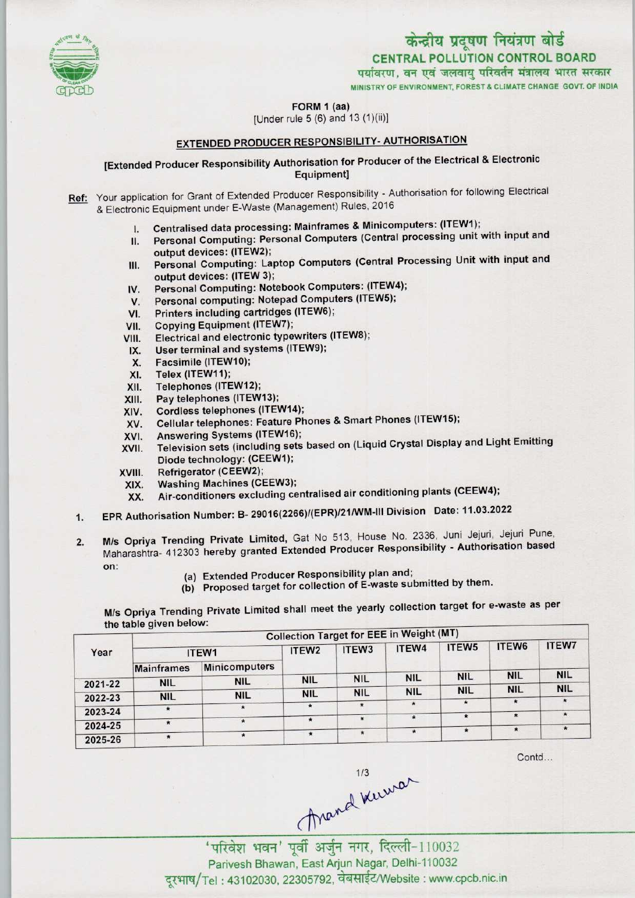केन्द्रीय प्रदूषण नियंत्रण बोर्ड

**CENTRAL POLLUTION CONTROL BOARD**

पर्यावरण, वन एवं जलवायु परिवर्तन मंत्रालय भारत सरकार

MINISTRY OF ENVIRONMENT, FOREST & CLIMATE CHANGE GOVT. OF INDIA

**FORM 1 (aa)**

[Under rule 5 (6) and 13 (1)(ii)]

## EXTENDED PRODUCER RESPONSIBILITY- AUTHORISATION

**[Extended Producer Responsibility Authorisation for Producer of the Electrical & Electronic Equipment]**

**Ref:** Your application for Grant of Extended Producer Responsibility - Authorisation for following Electrical & Electronic Equipment under E-Waste (Management) Rules, 2016

I. Centralised data processing: Mainframes & Minicomputers: (ITEW1);
II. Personal Computing: Personal Computers (Central processing unit with input and output devices: (ITEW2);
III. Personal Computing: Laptop Computers (Central Processing Unit with input and output devices: (ITEW 3);
IV. Personal Computing: Notebook Computers: (ITEW4);
V. Personal computing: Notepad Computers (ITEW5);
VI. Printers including cartridges (ITEW6);
VII. Copying Equipment (ITEW7);
VIII. Electrical and electronic typewriters (ITEW8);
IX. User terminal and systems (ITEW9);
X. Facsimile (ITEW10);
XI. Telex (ITEW11);
XII. Telephones (ITEW12);
XIII. Pay telephones (ITEW13);
XIV. Cordless telephones (ITEW14);
XV. Cellular telephones: Feature Phones & Smart Phones (ITEW15);
XVI. Answering Systems (ITEW16);
XVII. Television sets (including sets based on (Liquid Crystal Display and Light Emitting Diode technology: (CEEW1);
XVIII. Refrigerator (CEEW2);
XIX. Washing Machines (CEEW3);
XX. Air-conditioners excluding centralised air conditioning plants (CEEW4);

1. **EPR Authorisation Number: B- 29016(2266)/(EPR)/21/WM-III Division Date: 11.03.2022**

2. **M/s Opriya Trending Private Limited,** Gat No 513, House No. 2336, Juni Jejuri, Jejuri Pune, Maharashtra- 412303 hereby granted Extended Producer Responsibility - Authorisation based on:

   (a) Extended Producer Responsibility plan and;
   (b) Proposed target for collection of E-waste submitted by them.

M/s Opriya Trending Private Limited shall meet the yearly collection target for e-waste as per the table given below:

| Year | Collection Target for EEE in Weight (MT) | | | | | | | |
|---|---|---|---|---|---|---|---|---|
| | ITEW1 | | ITEW2 | ITEW3 | ITEW4 | ITEW5 | ITEW6 | ITEW7 |
| | Mainframes | Minicomputers | | | | | | |
| 2021-22 | NIL | NIL | NIL | NIL | NIL | NIL | NIL | NIL |
| 2022-23 | NIL | NIL | NIL | NIL | NIL | NIL | NIL | NIL |
| 2023-24 | * | * | * | * | * | * | * | * |
| 2024-25 | * | * | * | * | * | * | * | * |
| 2025-26 | * | * | * | * | * | * | * | * |

Contd...

'परिवेश भवन' पूर्वी अर्जुन नगर, दिल्ली-110032

Parivesh Bhawan, East Arjun Nagar, Delhi-110032

दूरभाष/Tel : 43102030, 22305792, वेबसाईट/Website : www.cpcb.nic.in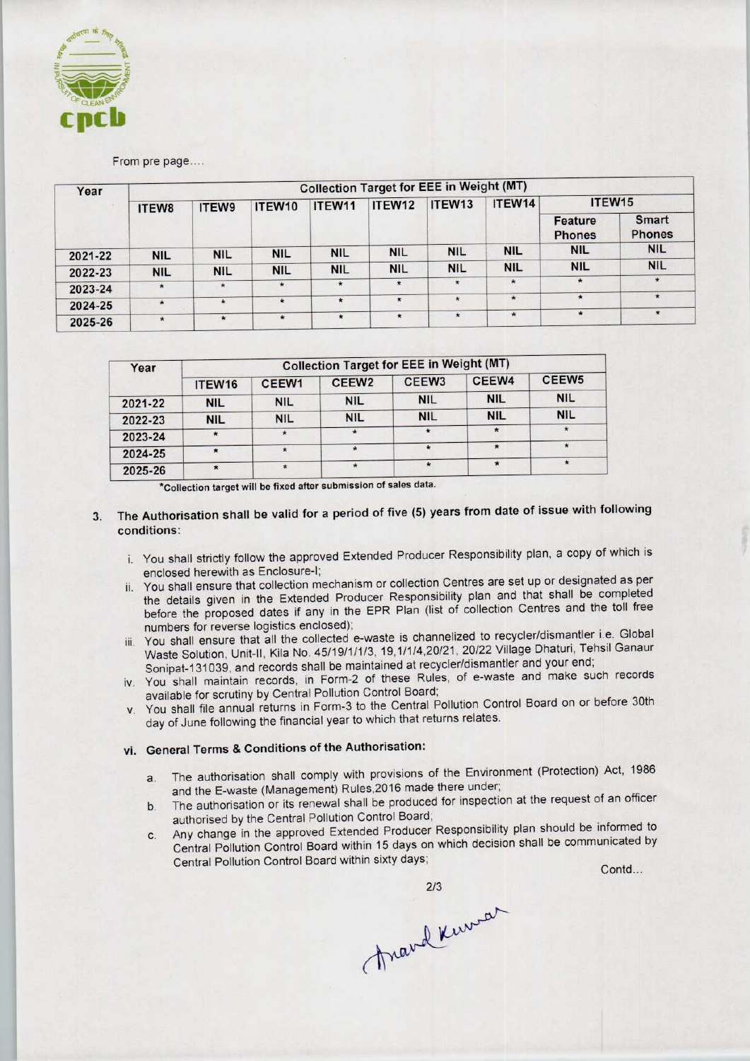From pre page....

| Year | Collection Target for EEE in Weight (MT) | | | | | | | | |
|---|---|---|---|---|---|---|---|---|---|
| | ITEW8 | ITEW9 | ITEW10 | ITEW11 | ITEW12 | ITEW13 | ITEW14 | ITEW15 | |
| | | | | | | | | Feature Phones | Smart Phones |
| 2021-22 | NIL | NIL | NIL | NIL | NIL | NIL | NIL | NIL | NIL |
| 2022-23 | NIL | NIL | NIL | NIL | NIL | NIL | NIL | NIL | NIL |
| 2023-24 | * | * | * | * | * | * | * | * | * |
| 2024-25 | * | * | * | * | * | * | * | * | * |
| 2025-26 | * | * | * | * | * | * | * | * | * |

| Year | Collection Target for EEE in Weight (MT) | | | | | |
|---|---|---|---|---|---|---|
| | ITEW16 | CEEW1 | CEEW2 | CEEW3 | CEEW4 | CEEW5 |
| 2021-22 | NIL | NIL | NIL | NIL | NIL | NIL |
| 2022-23 | NIL | NIL | NIL | NIL | NIL | NIL |
| 2023-24 | * | * | * | * | * | * |
| 2024-25 | * | * | * | * | * | * |
| 2025-26 | * | * | * | * | * | * |

*Collection target will be fixed after submission of sales data.

3. **The Authorisation shall be valid for a period of five (5) years from date of issue with following conditions:**

   i. You shall strictly follow the approved Extended Producer Responsibility plan, a copy of which is enclosed herewith as Enclosure-I;
   
   ii. You shall ensure that collection mechanism or collection Centres are set up or designated as per the details given in the Extended Producer Responsibility plan and that shall be completed before the proposed dates if any in the EPR Plan (list of collection Centres and the toll free numbers for reverse logistics enclosed);
   
   iii. You shall ensure that all the collected e-waste is channelized to recycler/dismantler i.e. Global Waste Solution, Unit-II, Kila No. 45/19/1/1/3, 19,1/1/4,20/21, 20/22 Village Dhaturi, Tehsil Ganaur Sonipat-131039, and records shall be maintained at recycler/dismantler and your end;
   
   iv. You shall maintain records, in Form-2 of these Rules, of e-waste and make such records available for scrutiny by Central Pollution Control Board;
   
   v. You shall file annual returns in Form-3 to the Central Pollution Control Board on or before 30th day of June following the financial year to which that returns relates.

   **vi. General Terms & Conditions of the Authorisation:**

   a. The authorisation shall comply with provisions of the Environment (Protection) Act, 1986 and the E-waste (Management) Rules,2016 made there under;
   
   b. The authorisation or its renewal shall be produced for inspection at the request of an officer authorised by the Central Pollution Control Board;
   
   c. Any change in the approved Extended Producer Responsibility plan should be informed to Central Pollution Control Board within 15 days on which decision shall be communicated by Central Pollution Control Board within sixty days;

Contd...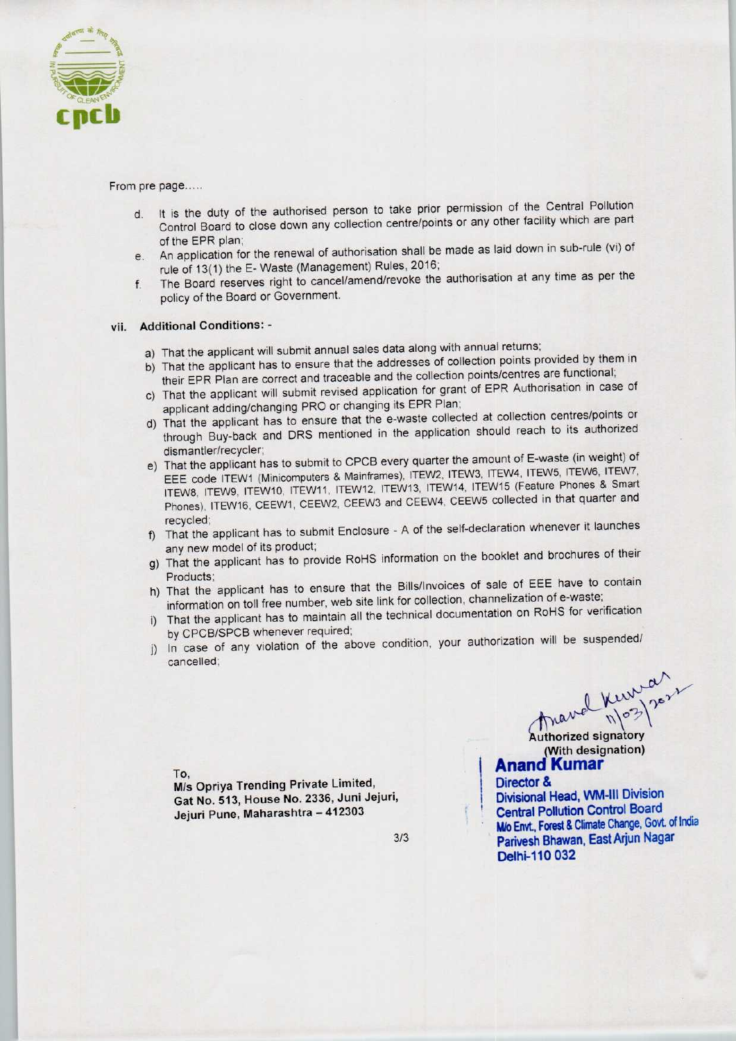From pre page.....

d. It is the duty of the authorised person to take prior permission of the Central Pollution Control Board to close down any collection centre/points or any other facility which are part of the EPR plan;
e. An application for the renewal of authorisation shall be made as laid down in sub-rule (vi) of rule of 13(1) the E- Waste (Management) Rules, 2016;
f. The Board reserves right to cancel/amend/revoke the authorisation at any time as per the policy of the Board or Government.

vii. **Additional Conditions: -**

a) That the applicant will submit annual sales data along with annual returns;
b) That the applicant has to ensure that the addresses of collection points provided by them in their EPR Plan are correct and traceable and the collection points/centres are functional;
c) That the applicant will submit revised application for grant of EPR Authorisation in case of applicant adding/changing PRO or changing its EPR Plan;
d) That the applicant has to ensure that the e-waste collected at collection centres/points or through Buy-back and DRS mentioned in the application should reach to its authorized dismantler/recycler;
e) That the applicant has to submit to CPCB every quarter the amount of E-waste (in weight) of EEE code ITEW1 (Minicomputers & Mainframes), ITEW2, ITEW3, ITEW4, ITEW5, ITEW6, ITEW7, ITEW8, ITEW9, ITEW10, ITEW11, ITEW12, ITEW13, ITEW14, ITEW15 (Feature Phones & Smart Phones), ITEW16, CEEW1, CEEW2, CEEW3 and CEEW4, CEEW5 collected in that quarter and recycled;
f) That the applicant has to submit Enclosure - A of the self-declaration whenever it launches any new model of its product;
g) That the applicant has to provide RoHS information on the booklet and brochures of their Products;
h) That the applicant has to ensure that the Bills/Invoices of sale of EEE have to contain information on toll free number, web site link for collection, channelization of e-waste;
i) That the applicant has to maintain all the technical documentation on RoHS for verification by CPCB/SPCB whenever required;
j) In case of any violation of the above condition, your authorization will be suspended/ cancelled;

Anand Kumar 11/03/2022

Authorized signatory
(With designation)

**Anand Kumar**
Director &
Divisional Head, WM-III Division
Central Pollution Control Board
M/o Envt., Forest & Climate Change, Govt. of India
Parivesh Bhawan, East Arjun Nagar
Delhi-110 032

To,
M/s Opriya Trending Private Limited,
Gat No. 513, House No. 2336, Juni Jejuri,
Jejuri Pune, Maharashtra – 412303